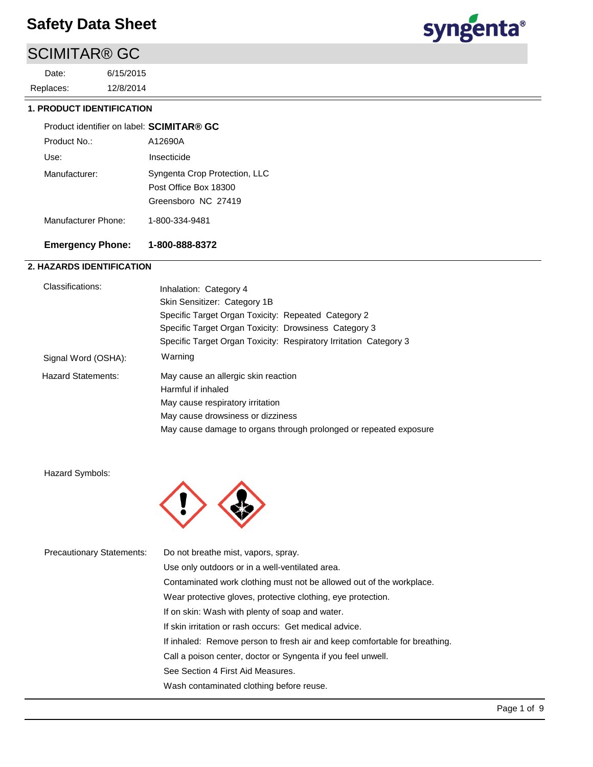# Safety Data Sheet

## SCIMITAR® GC

Date: 6/15/2015

Replaces: 12/8/2014

### 1. PRODUCT IDENTIFICATION

| | |
|---|---|
| Product identifier on label: | **SCIMITAR® GC** |
| Product No.: | A12690A |
| Use: | Insecticide |
| Manufacturer: | Syngenta Crop Protection, LLC<br>Post Office Box 18300<br>Greensboro NC 27419 |
| Manufacturer Phone: | 1-800-334-9481 |
| **Emergency Phone:** | **1-800-888-8372** |

### 2. HAZARDS IDENTIFICATION

**Classifications:**

- Inhalation: Category 4
- Skin Sensitizer: Category 1B
- Specific Target Organ Toxicity: Repeated Category 2
- Specific Target Organ Toxicity: Drowsiness Category 3
- Specific Target Organ Toxicity: Respiratory Irritation Category 3

**Signal Word (OSHA):** Warning

**Hazard Statements:**

- May cause an allergic skin reaction
- Harmful if inhaled
- May cause respiratory irritation
- May cause drowsiness or dizziness
- May cause damage to organs through prolonged or repeated exposure

**Hazard Symbols:**

**Precautionary Statements:**

- Do not breathe mist, vapors, spray.
- Use only outdoors or in a well-ventilated area.
- Contaminated work clothing must not be allowed out of the workplace.
- Wear protective gloves, protective clothing, eye protection.
- If on skin: Wash with plenty of soap and water.
- If skin irritation or rash occurs: Get medical advice.
- If inhaled: Remove person to fresh air and keep comfortable for breathing.
- Call a poison center, doctor or Syngenta if you feel unwell.
- See Section 4 First Aid Measures.
- Wash contaminated clothing before reuse.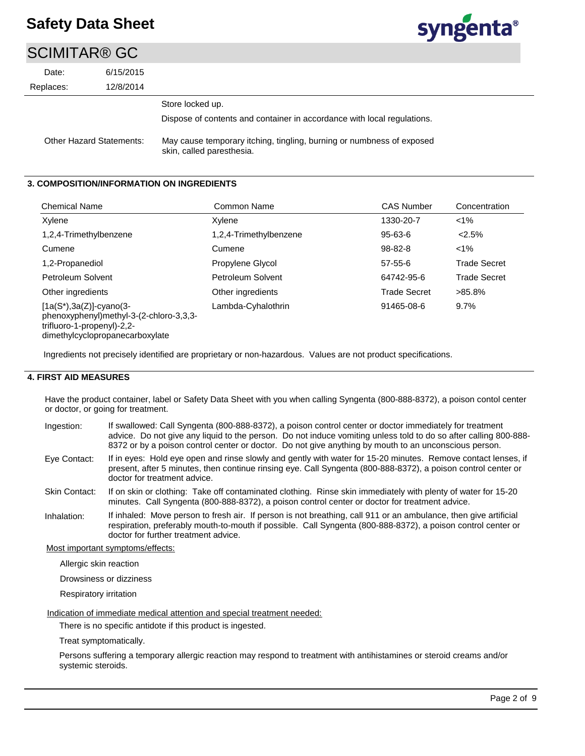Store locked up.

Dispose of contents and container in accordance with local regulations.

Other Hazard Statements: May cause temporary itching, tingling, burning or numbness of exposed skin, called paresthesia.

## 3. COMPOSITION/INFORMATION ON INGREDIENTS

| Chemical Name | Common Name | CAS Number | Concentration |
|---|---|---|---|
| Xylene | Xylene | 1330-20-7 | <1% |
| 1,2,4-Trimethylbenzene | 1,2,4-Trimethylbenzene | 95-63-6 | <2.5% |
| Cumene | Cumene | 98-82-8 | <1% |
| 1,2-Propanediol | Propylene Glycol | 57-55-6 | Trade Secret |
| Petroleum Solvent | Petroleum Solvent | 64742-95-6 | Trade Secret |
| Other ingredients | Other ingredients | Trade Secret | >85.8% |
| [1a(S*),3a(Z)]-cyano(3-phenoxyphenyl)methyl-3-(2-chloro-3,3,3-trifluoro-1-propenyl)-2,2-dimethylcyclopropanecarboxylate | Lambda-Cyhalothrin | 91465-08-6 | 9.7% |

Ingredients not precisely identified are proprietary or non-hazardous. Values are not product specifications.

## 4. FIRST AID MEASURES

Have the product container, label or Safety Data Sheet with you when calling Syngenta (800-888-8372), a poison contol center or doctor, or going for treatment.

**Ingestion:** If swallowed: Call Syngenta (800-888-8372), a poison control center or doctor immediately for treatment advice. Do not give any liquid to the person. Do not induce vomiting unless told to do so after calling 800-888-8372 or by a poison control center or doctor. Do not give anything by mouth to an unconscious person.

**Eye Contact:** If in eyes: Hold eye open and rinse slowly and gently with water for 15-20 minutes. Remove contact lenses, if present, after 5 minutes, then continue rinsing eye. Call Syngenta (800-888-8372), a poison control center or doctor for treatment advice.

**Skin Contact:** If on skin or clothing: Take off contaminated clothing. Rinse skin immediately with plenty of water for 15-20 minutes. Call Syngenta (800-888-8372), a poison control center or doctor for treatment advice.

**Inhalation:** If inhaled: Move person to fresh air. If person is not breathing, call 911 or an ambulance, then give artificial respiration, preferably mouth-to-mouth if possible. Call Syngenta (800-888-8372), a poison control center or doctor for further treatment advice.

Most important symptoms/effects:

Allergic skin reaction

Drowsiness or dizziness

Respiratory irritation

Indication of immediate medical attention and special treatment needed:

There is no specific antidote if this product is ingested.

Treat symptomatically.

Persons suffering a temporary allergic reaction may respond to treatment with antihistamines or steroid creams and/or systemic steroids.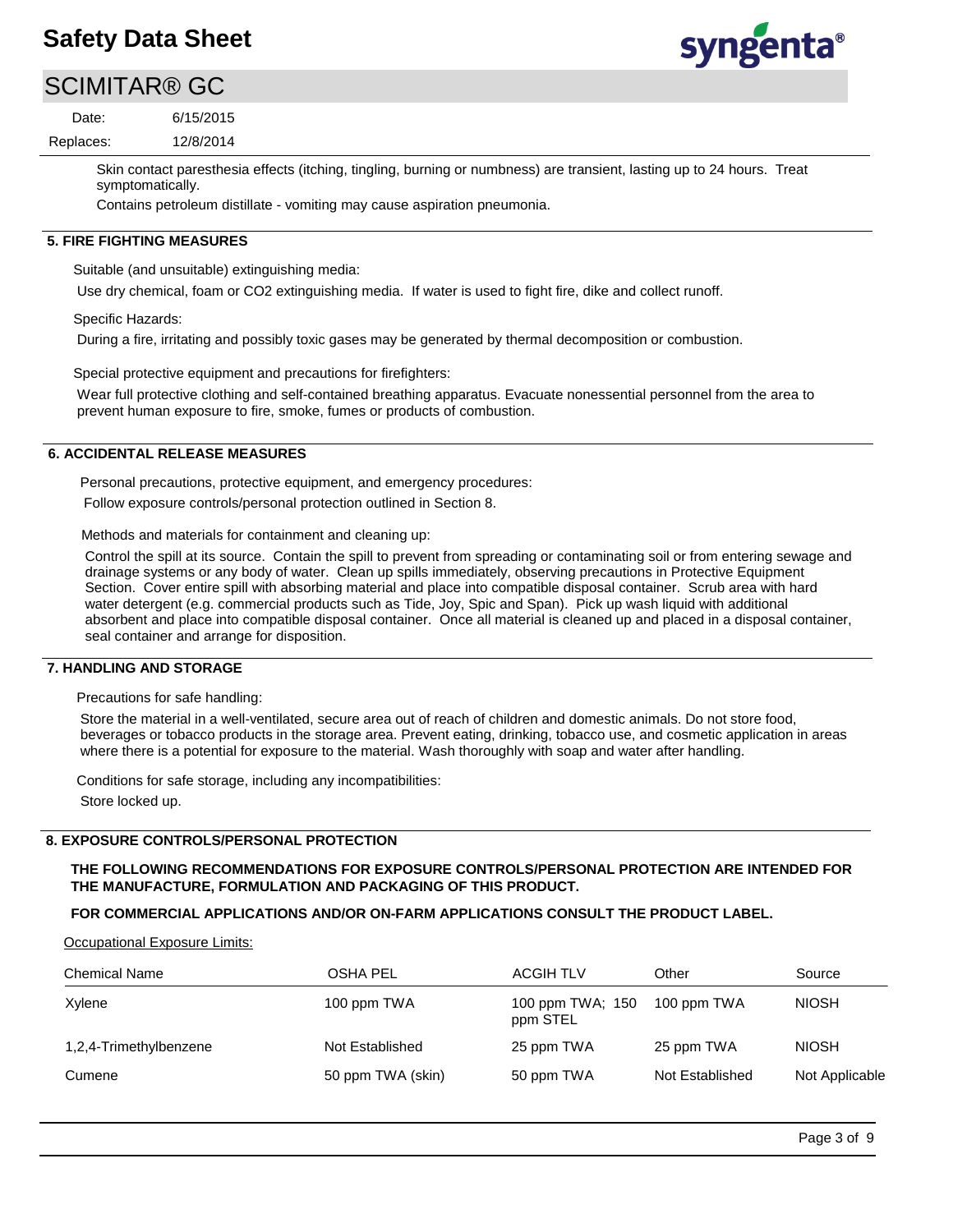Skin contact paresthesia effects (itching, tingling, burning or numbness) are transient, lasting up to 24 hours. Treat symptomatically.

Contains petroleum distillate - vomiting may cause aspiration pneumonia.

## 5. FIRE FIGHTING MEASURES

Suitable (and unsuitable) extinguishing media:

Use dry chemical, foam or $CO_2$ extinguishing media. If water is used to fight fire, dike and collect runoff.

Specific Hazards:

During a fire, irritating and possibly toxic gases may be generated by thermal decomposition or combustion.

Special protective equipment and precautions for firefighters:

Wear full protective clothing and self-contained breathing apparatus. Evacuate nonessential personnel from the area to prevent human exposure to fire, smoke, fumes or products of combustion.

## 6. ACCIDENTAL RELEASE MEASURES

Personal precautions, protective equipment, and emergency procedures:

Follow exposure controls/personal protection outlined in Section 8.

Methods and materials for containment and cleaning up:

Control the spill at its source. Contain the spill to prevent from spreading or contaminating soil or from entering sewage and drainage systems or any body of water. Clean up spills immediately, observing precautions in Protective Equipment Section. Cover entire spill with absorbing material and place into compatible disposal container. Scrub area with hard water detergent (e.g. commercial products such as Tide, Joy, Spic and Span). Pick up wash liquid with additional absorbent and place into compatible disposal container. Once all material is cleaned up and placed in a disposal container, seal container and arrange for disposition.

## 7. HANDLING AND STORAGE

Precautions for safe handling:

Store the material in a well-ventilated, secure area out of reach of children and domestic animals. Do not store food, beverages or tobacco products in the storage area. Prevent eating, drinking, tobacco use, and cosmetic application in areas where there is a potential for exposure to the material. Wash thoroughly with soap and water after handling.

Conditions for safe storage, including any incompatibilities:

Store locked up.

## 8. EXPOSURE CONTROLS/PERSONAL PROTECTION

**THE FOLLOWING RECOMMENDATIONS FOR EXPOSURE CONTROLS/PERSONAL PROTECTION ARE INTENDED FOR THE MANUFACTURE, FORMULATION AND PACKAGING OF THIS PRODUCT.**

**FOR COMMERCIAL APPLICATIONS AND/OR ON-FARM APPLICATIONS CONSULT THE PRODUCT LABEL.**

Occupational Exposure Limits:

| Chemical Name | OSHA PEL | ACGIH TLV | Other | Source |
|---|---|---|---|---|
| Xylene | 100 ppm TWA | 100 ppm TWA; 150 ppm STEL | 100 ppm TWA | NIOSH |
| 1,2,4-Trimethylbenzene | Not Established | 25 ppm TWA | 25 ppm TWA | NIOSH |
| Cumene | 50 ppm TWA (skin) | 50 ppm TWA | Not Established | Not Applicable |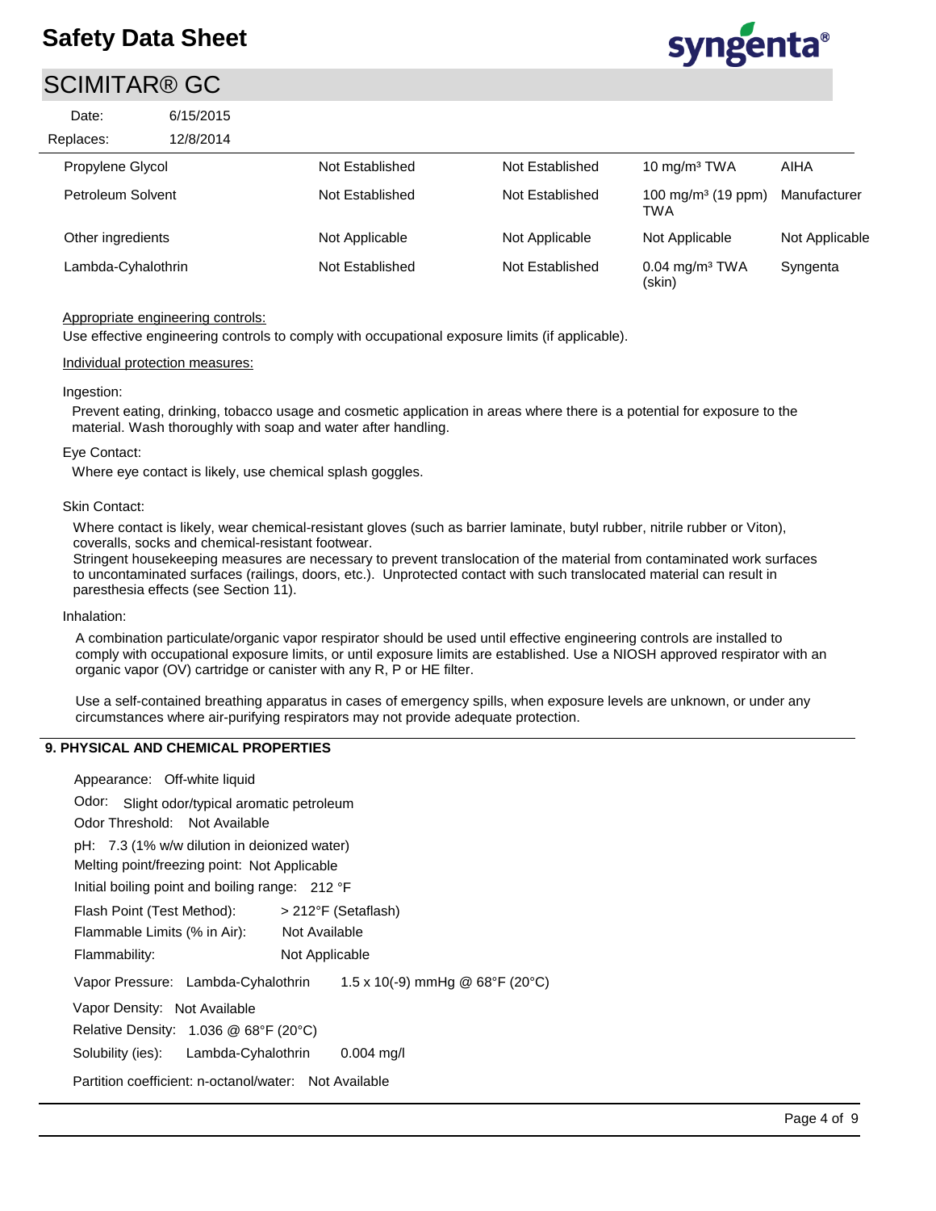| | | | | |
|---|---|---|---|---|
| Propylene Glycol | Not Established | Not Established | 10 mg/m³ TWA | AIHA |
| Petroleum Solvent | Not Established | Not Established | 100 mg/m³ (19 ppm) TWA | Manufacturer |
| Other ingredients | Not Applicable | Not Applicable | Not Applicable | Not Applicable |
| Lambda-Cyhalothrin | Not Established | Not Established | 0.04 mg/m³ TWA (skin) | Syngenta |

Appropriate engineering controls:

Use effective engineering controls to comply with occupational exposure limits (if applicable).

Individual protection measures:

Ingestion:

Prevent eating, drinking, tobacco usage and cosmetic application in areas where there is a potential for exposure to the material. Wash thoroughly with soap and water after handling.

Eye Contact:

Where eye contact is likely, use chemical splash goggles.

Skin Contact:

Where contact is likely, wear chemical-resistant gloves (such as barrier laminate, butyl rubber, nitrile rubber or Viton), coveralls, socks and chemical-resistant footwear.
Stringent housekeeping measures are necessary to prevent translocation of the material from contaminated work surfaces to uncontaminated surfaces (railings, doors, etc.). Unprotected contact with such translocated material can result in paresthesia effects (see Section 11).

Inhalation:

A combination particulate/organic vapor respirator should be used until effective engineering controls are installed to comply with occupational exposure limits, or until exposure limits are established. Use a NIOSH approved respirator with an organic vapor (OV) cartridge or canister with any R, P or HE filter.

Use a self-contained breathing apparatus in cases of emergency spills, when exposure levels are unknown, or under any circumstances where air-purifying respirators may not provide adequate protection.

## 9. PHYSICAL AND CHEMICAL PROPERTIES

Appearance: Off-white liquid

Odor: Slight odor/typical aromatic petroleum

Odor Threshold: Not Available

pH: 7.3 (1% w/w dilution in deionized water)

Melting point/freezing point: Not Applicable

Initial boiling point and boiling range: 212 °F

Flash Point (Test Method): > 212°F (Setaflash)

Flammable Limits (% in Air): Not Available

Flammability: Not Applicable

Vapor Pressure: Lambda-Cyhalothrin 1.5 x 10(-9) mmHg @ 68°F (20°C)

Vapor Density: Not Available

Relative Density: 1.036 @ 68°F (20°C)

Solubility (ies): Lambda-Cyhalothrin 0.004 mg/l

Partition coefficient: n-octanol/water: Not Available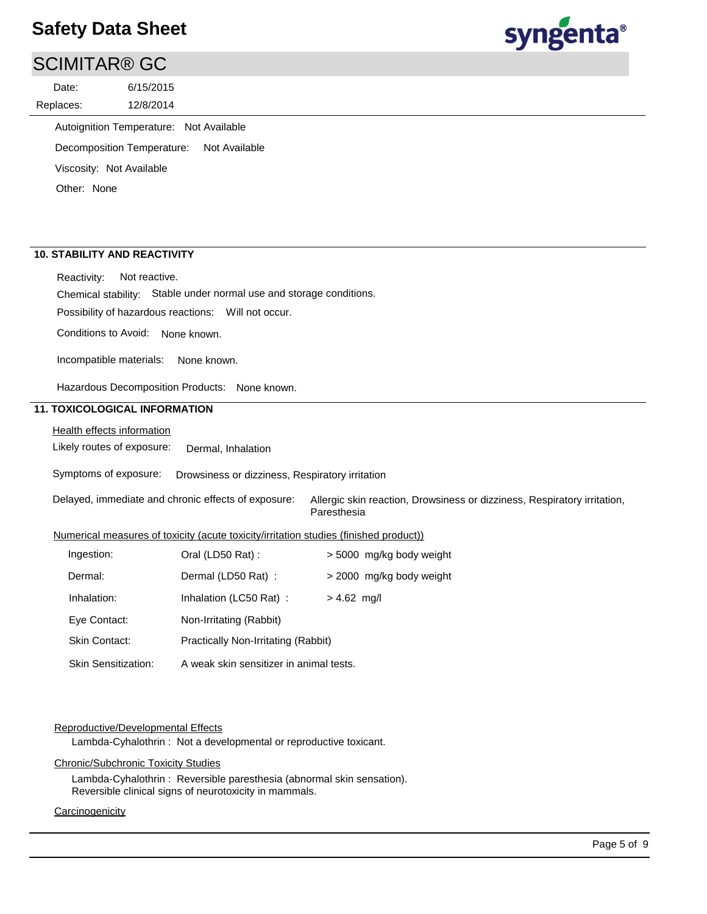Autoignition Temperature: Not Available

Decomposition Temperature: Not Available

Viscosity: Not Available

Other: None

## 10. STABILITY AND REACTIVITY

Reactivity: Not reactive.

Chemical stability: Stable under normal use and storage conditions.

Possibility of hazardous reactions: Will not occur.

Conditions to Avoid: None known.

Incompatible materials: None known.

Hazardous Decomposition Products: None known.

## 11. TOXICOLOGICAL INFORMATION

Health effects information

Likely routes of exposure: Dermal, Inhalation

Symptoms of exposure: Drowsiness or dizziness, Respiratory irritation

Delayed, immediate and chronic effects of exposure: Allergic skin reaction, Drowsiness or dizziness, Respiratory irritation, Paresthesia

Numerical measures of toxicity (acute toxicity/irritation studies (finished product))

| | | |
|---|---|---|
| Ingestion: | Oral (LD50 Rat) : | > 5000 mg/kg body weight |
| Dermal: | Dermal (LD50 Rat) : | > 2000 mg/kg body weight |
| Inhalation: | Inhalation (LC50 Rat) : | > 4.62 mg/l |
| Eye Contact: | Non-Irritating (Rabbit) | |
| Skin Contact: | Practically Non-Irritating (Rabbit) | |
| Skin Sensitization: | A weak skin sensitizer in animal tests. | |

Reproductive/Developmental Effects

Lambda-Cyhalothrin : Not a developmental or reproductive toxicant.

Chronic/Subchronic Toxicity Studies

Lambda-Cyhalothrin : Reversible paresthesia (abnormal skin sensation).
Reversible clinical signs of neurotoxicity in mammals.

Carcinogenicity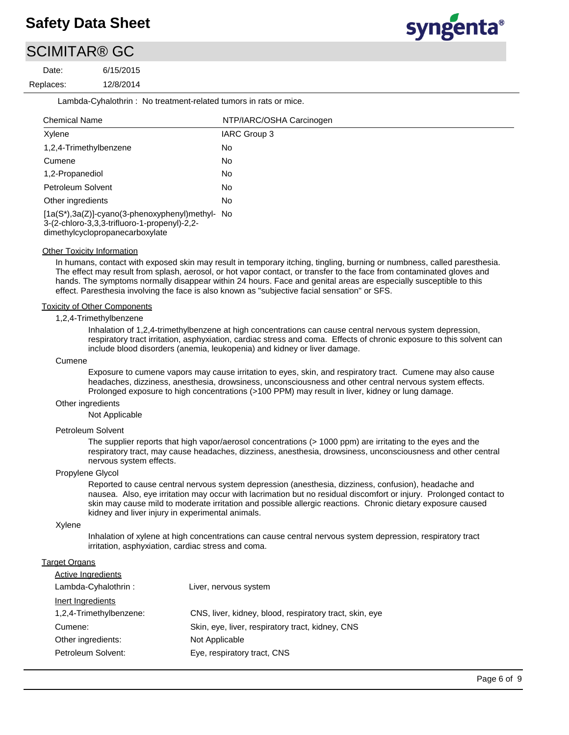Lambda-Cyhalothrin : No treatment-related tumors in rats or mice.

| Chemical Name | NTP/IARC/OSHA Carcinogen |
|---|---|
| Xylene | IARC Group 3 |
| 1,2,4-Trimethylbenzene | No |
| Cumene | No |
| 1,2-Propanediol | No |
| Petroleum Solvent | No |
| Other ingredients | No |
| [1a(S*),3a(Z)]-cyano(3-phenoxyphenyl)methyl-3-(2-chloro-3,3,3-trifluoro-1-propenyl)-2,2-dimethylcyclopropanecarboxylate | No |

Other Toxicity Information

In humans, contact with exposed skin may result in temporary itching, tingling, burning or numbness, called paresthesia. The effect may result from splash, aerosol, or hot vapor contact, or transfer to the face from contaminated gloves and hands. The symptoms normally disappear within 24 hours. Face and genital areas are especially susceptible to this effect. Paresthesia involving the face is also known as "subjective facial sensation" or SFS.

Toxicity of Other Components

1,2,4-Trimethylbenzene

Inhalation of 1,2,4-trimethylbenzene at high concentrations can cause central nervous system depression, respiratory tract irritation, asphyxiation, cardiac stress and coma. Effects of chronic exposure to this solvent can include blood disorders (anemia, leukopenia) and kidney or liver damage.

Cumene

Exposure to cumene vapors may cause irritation to eyes, skin, and respiratory tract. Cumene may also cause headaches, dizziness, anesthesia, drowsiness, unconsciousness and other central nervous system effects. Prolonged exposure to high concentrations (>100 PPM) may result in liver, kidney or lung damage.

Other ingredients

Not Applicable

Petroleum Solvent

The supplier reports that high vapor/aerosol concentrations (> 1000 ppm) are irritating to the eyes and the respiratory tract, may cause headaches, dizziness, anesthesia, drowsiness, unconsciousness and other central nervous system effects.

Propylene Glycol

Reported to cause central nervous system depression (anesthesia, dizziness, confusion), headache and nausea. Also, eye irritation may occur with lacrimation but no residual discomfort or injury. Prolonged contact to skin may cause mild to moderate irritation and possible allergic reactions. Chronic dietary exposure caused kidney and liver injury in experimental animals.

Xylene

Inhalation of xylene at high concentrations can cause central nervous system depression, respiratory tract irritation, asphyxiation, cardiac stress and coma.

Target Organs

Active Ingredients

Lambda-Cyhalothrin : Liver, nervous system

Inert Ingredients

| | |
|---|---|
| 1,2,4-Trimethylbenzene: | CNS, liver, kidney, blood, respiratory tract, skin, eye |
| Cumene: | Skin, eye, liver, respiratory tract, kidney, CNS |
| Other ingredients: | Not Applicable |
| Petroleum Solvent: | Eye, respiratory tract, CNS |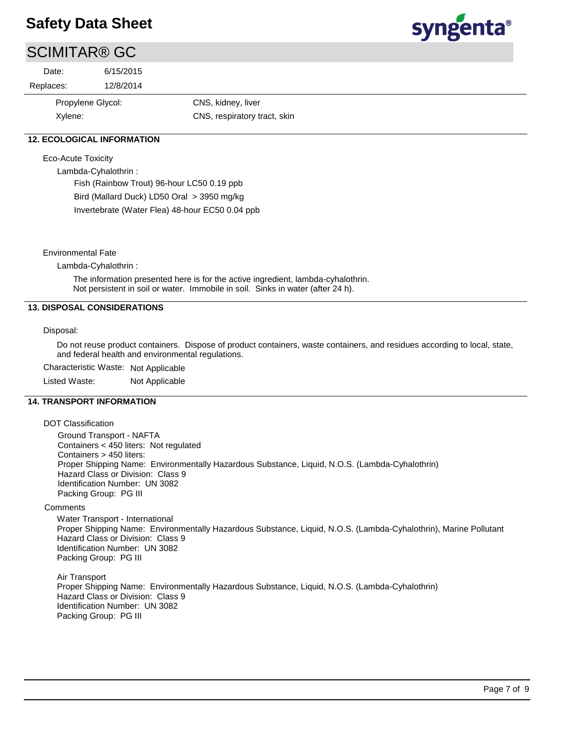| | |
|---|---|
| Propylene Glycol: | CNS, kidney, liver |
| Xylene: | CNS, respiratory tract, skin |

## 12. ECOLOGICAL INFORMATION

Eco-Acute Toxicity

Lambda-Cyhalothrin :

Fish (Rainbow Trout) 96-hour LC50 0.19 ppb

Bird (Mallard Duck) LD50 Oral > 3950 mg/kg

Invertebrate (Water Flea) 48-hour EC50 0.04 ppb

Environmental Fate

Lambda-Cyhalothrin :

The information presented here is for the active ingredient, lambda-cyhalothrin.
Not persistent in soil or water. Immobile in soil. Sinks in water (after 24 h).

## 13. DISPOSAL CONSIDERATIONS

Disposal:

Do not reuse product containers. Dispose of product containers, waste containers, and residues according to local, state, and federal health and environmental regulations.

Characteristic Waste: Not Applicable

Listed Waste: Not Applicable

## 14. TRANSPORT INFORMATION

DOT Classification

Ground Transport - NAFTA
Containers < 450 liters: Not regulated
Containers > 450 liters:
Proper Shipping Name: Environmentally Hazardous Substance, Liquid, N.O.S. (Lambda-Cyhalothrin)
Hazard Class or Division: Class 9
Identification Number: UN 3082
Packing Group: PG III

Comments

Water Transport - International
Proper Shipping Name: Environmentally Hazardous Substance, Liquid, N.O.S. (Lambda-Cyhalothrin), Marine Pollutant
Hazard Class or Division: Class 9
Identification Number: UN 3082
Packing Group: PG III

Air Transport
Proper Shipping Name: Environmentally Hazardous Substance, Liquid, N.O.S. (Lambda-Cyhalothrin)
Hazard Class or Division: Class 9
Identification Number: UN 3082
Packing Group: PG III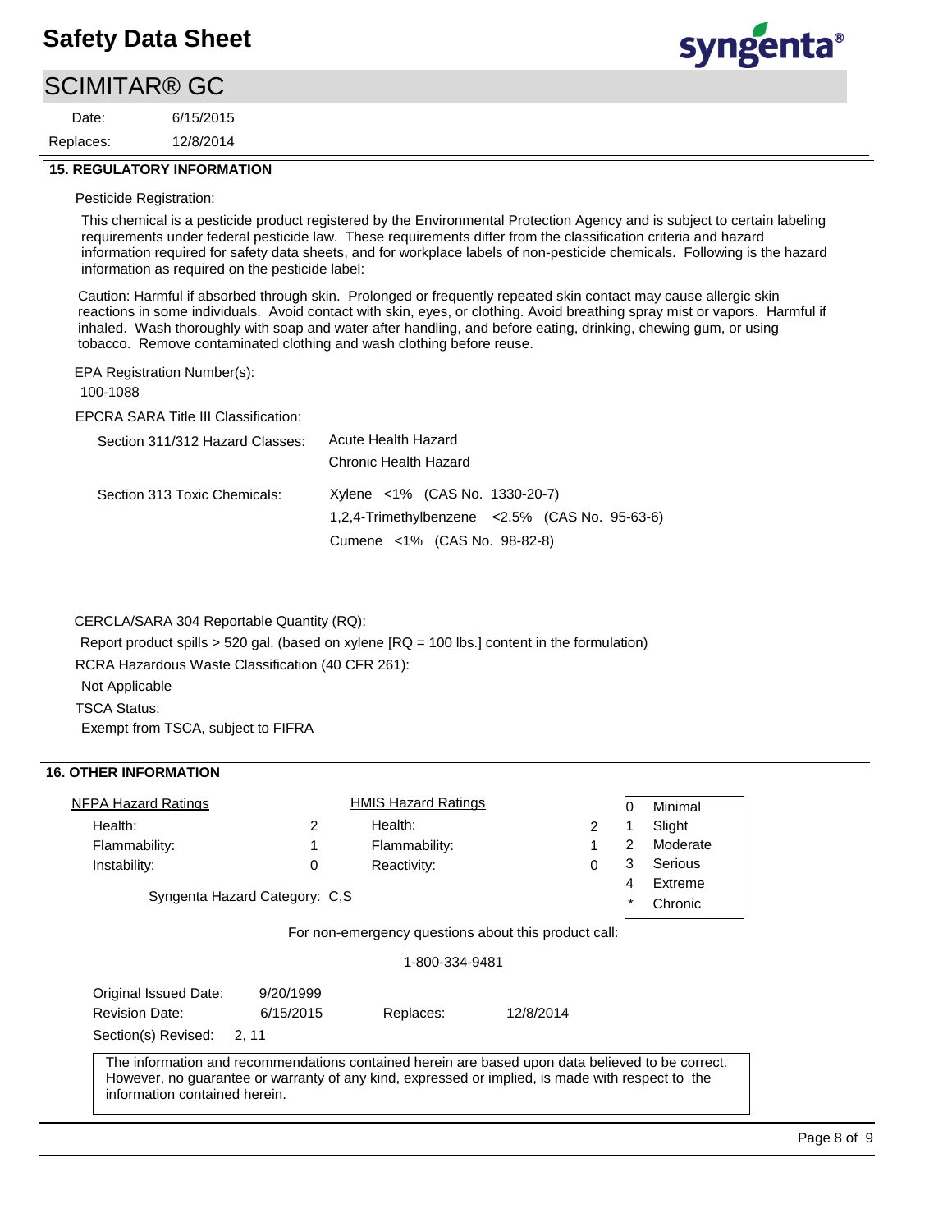## 15. REGULATORY INFORMATION

Pesticide Registration:

This chemical is a pesticide product registered by the Environmental Protection Agency and is subject to certain labeling requirements under federal pesticide law. These requirements differ from the classification criteria and hazard information required for safety data sheets, and for workplace labels of non-pesticide chemicals. Following is the hazard information as required on the pesticide label:

Caution: Harmful if absorbed through skin. Prolonged or frequently repeated skin contact may cause allergic skin reactions in some individuals. Avoid contact with skin, eyes, or clothing. Avoid breathing spray mist or vapors. Harmful if inhaled. Wash thoroughly with soap and water after handling, and before eating, drinking, chewing gum, or using tobacco. Remove contaminated clothing and wash clothing before reuse.

EPA Registration Number(s):

100-1088

EPCRA SARA Title III Classification:

| | |
|---|---|
| Section 311/312 Hazard Classes: | Acute Health Hazard<br>Chronic Health Hazard |
| Section 313 Toxic Chemicals: | Xylene <1% (CAS No. 1330-20-7)<br>1,2,4-Trimethylbenzene <2.5% (CAS No. 95-63-6)<br>Cumene <1% (CAS No. 98-82-8) |

CERCLA/SARA 304 Reportable Quantity (RQ):

Report product spills > 520 gal. (based on xylene [RQ = 100 lbs.] content in the formulation)

RCRA Hazardous Waste Classification (40 CFR 261):

Not Applicable

TSCA Status:

Exempt from TSCA, subject to FIFRA

## 16. OTHER INFORMATION

| NFPA Hazard Ratings | | HMIS Hazard Ratings | |
|---|---|---|---|
| Health: | 2 | Health: | 2 |
| Flammability: | 1 | Flammability: | 1 |
| Instability: | 0 | Reactivity: | 0 |

| | |
|---|---|
| 0 | Minimal |
| 1 | Slight |
| 2 | Moderate |
| 3 | Serious |
| 4 | Extreme |
| * | Chronic |

Syngenta Hazard Category: C,S

For non-emergency questions about this product call:

1-800-334-9481

| | | | |
|---|---|---|---|
| Original Issued Date: | 9/20/1999 | | |
| Revision Date: | 6/15/2015 | Replaces: | 12/8/2014 |
| Section(s) Revised: | 2, 11 | | |

The information and recommendations contained herein are based upon data believed to be correct. However, no guarantee or warranty of any kind, expressed or implied, is made with respect to the information contained herein.